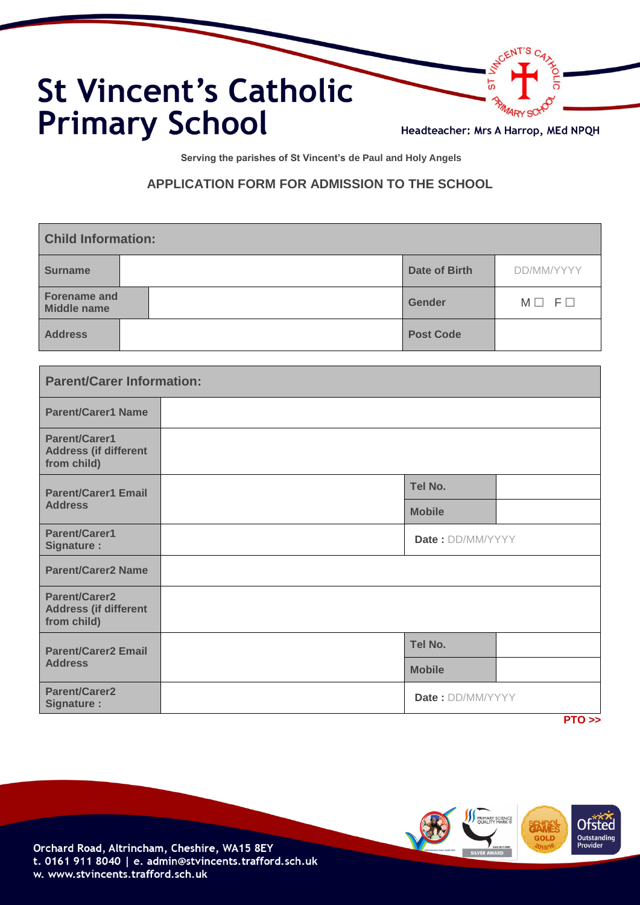# St Vincent's Catholic Primary School

Headteacher: Mrs A Harrop, MEd NPQH

**Serving the parishes of St Vincent's de Paul and Holy Angels**

## APPLICATION FORM FOR ADMISSION TO THE SCHOOL

| **Child Information:** | | | |
|---|---|---|---|
| **Surname** | | **Date of Birth** | DD/MM/YYYY |
| **Forename and Middle name** | | **Gender** | M ☐ F ☐ |
| **Address** | | **Post Code** | |

| **Parent/Carer Information:** | | | |
|---|---|---|---|
| **Parent/Carer1 Name** | | | |
| **Parent/Carer1 Address (if different from child)** | | | |
| **Parent/Carer1 Email Address** | | **Tel No.** | |
| | | **Mobile** | |
| **Parent/Carer1 Signature :** | | **Date :** DD/MM/YYYY | |
| **Parent/Carer2 Name** | | | |
| **Parent/Carer2 Address (if different from child)** | | | |
| **Parent/Carer2 Email Address** | | **Tel No.** | |
| | | **Mobile** | |
| **Parent/Carer2 Signature :** | | **Date :** DD/MM/YYYY | |

**PTO >>**

Orchard Road, Altrincham, Cheshire, WA15 8EY
t. 0161 911 8040 | e. admin@stvincents.trafford.sch.uk
w. www.stvincents.trafford.sch.uk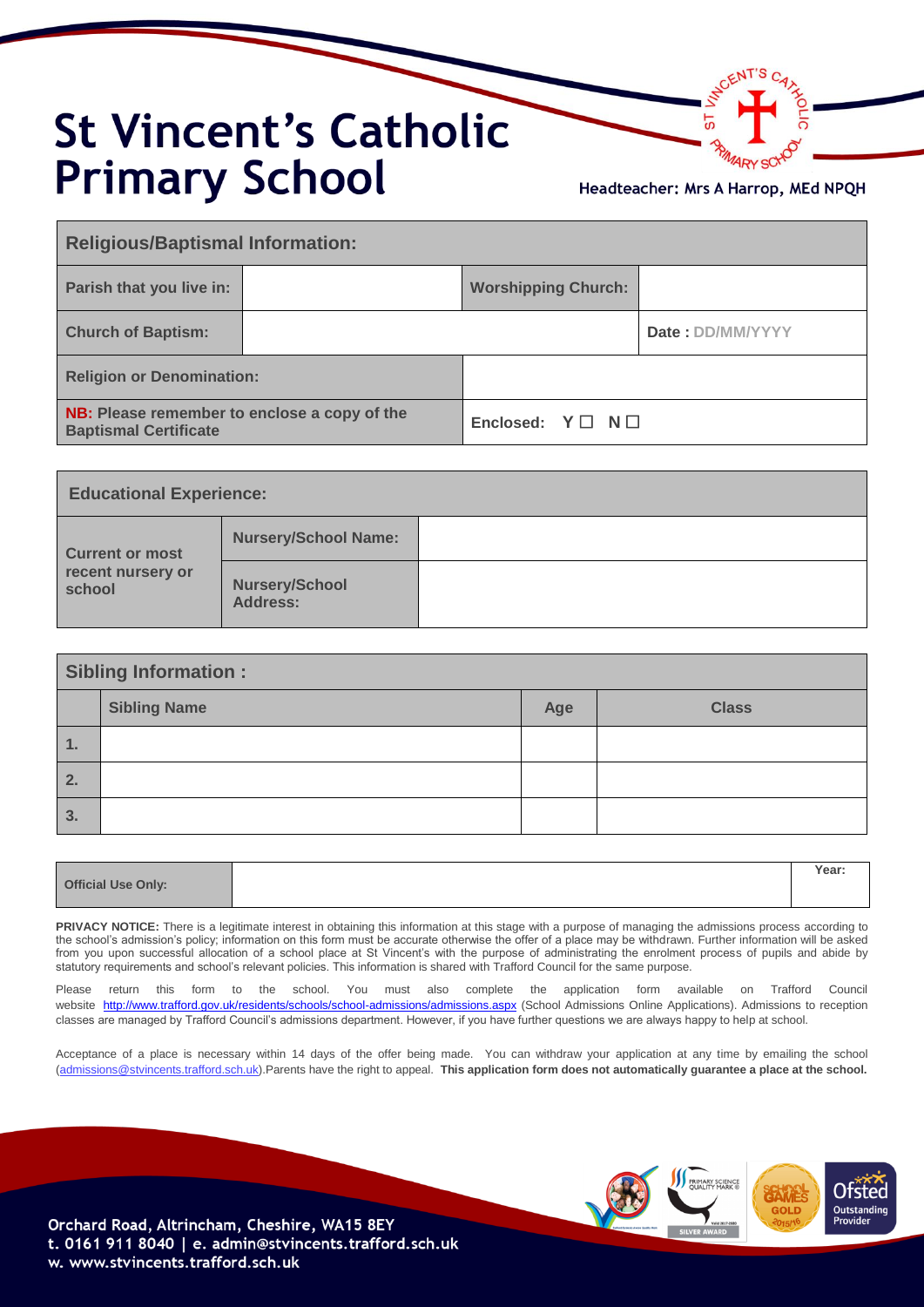# St Vincent's Catholic Primary School

Headteacher: Mrs A Harrop, MEd NPQH

| Religious/Baptismal Information: | | | |
|---|---|---|---|
| Parish that you live in: | | Worshipping Church: | |
| Church of Baptism: | | | Date : DD/MM/YYYY |
| Religion or Denomination: | | | |
| **NB:** Please remember to enclose a copy of the Baptismal Certificate | | Enclosed: Y ☐ N ☐ | |

| Educational Experience: | | |
|---|---|---|
| Current or most recent nursery or school | Nursery/School Name: | |
| | Nursery/School Address: | |

| Sibling Information : | | | |
|---|---|---|---|
| | Sibling Name | Age | Class |
| 1. | | | |
| 2. | | | |
| 3. | | | |

| Official Use Only: | | Year: |
|---|---|---|

**PRIVACY NOTICE:** There is a legitimate interest in obtaining this information at this stage with a purpose of managing the admissions process according to the school's admission's policy; information on this form must be accurate otherwise the offer of a place may be withdrawn. Further information will be asked from you upon successful allocation of a school place at St Vincent's with the purpose of administrating the enrolment process of pupils and abide by statutory requirements and school's relevant policies. This information is shared with Trafford Council for the same purpose.

Please return this form to the school. You must also complete the application form available on Trafford Council website http://www.trafford.gov.uk/residents/schools/school-admissions/admissions.aspx (School Admissions Online Applications). Admissions to reception classes are managed by Trafford Council's admissions department. However, if you have further questions we are always happy to help at school.

Acceptance of a place is necessary within 14 days of the offer being made. You can withdraw your application at any time by emailing the school (admissions@stvincents.trafford.sch.uk).Parents have the right to appeal. **This application form does not automatically guarantee a place at the school.**

Orchard Road, Altrincham, Cheshire, WA15 8EY
t. 0161 911 8040 | e. admin@stvincents.trafford.sch.uk
w. www.stvincents.trafford.sch.uk